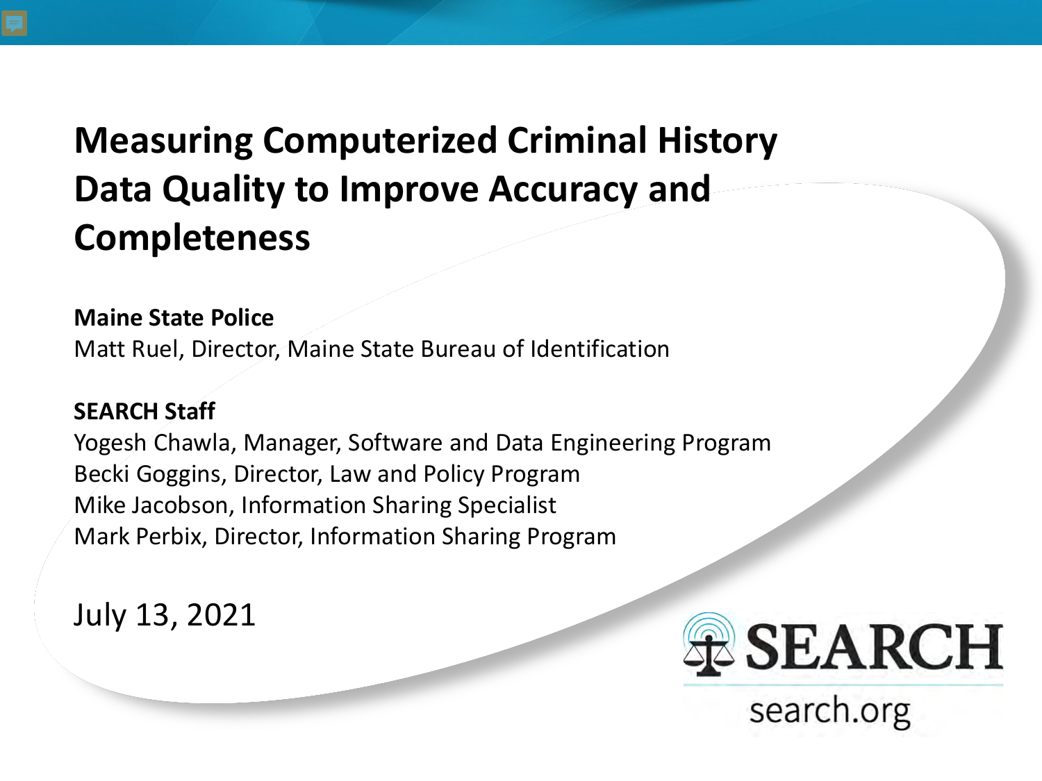# Measuring Computerized Criminal History Data Quality to Improve Accuracy and Completeness

**Maine State Police**

Matt Ruel, Director, Maine State Bureau of Identification

**SEARCH Staff**

Yogesh Chawla, Manager, Software and Data Engineering Program
Becki Goggins, Director, Law and Policy Program
Mike Jacobson, Information Sharing Specialist
Mark Perbix, Director, Information Sharing Program

July 13, 2021

SEARCH

search.org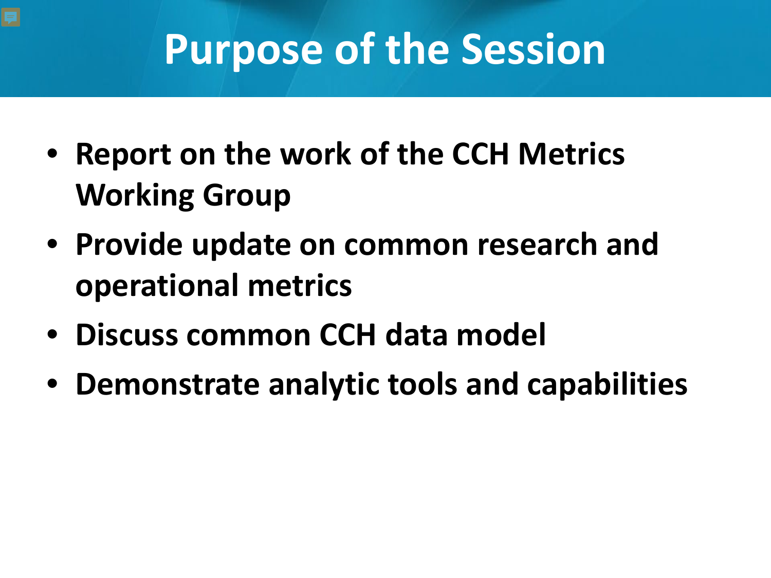# Purpose of the Session

- **Report on the work of the CCH Metrics Working Group**
- **Provide update on common research and operational metrics**
- **Discuss common CCH data model**
- **Demonstrate analytic tools and capabilities**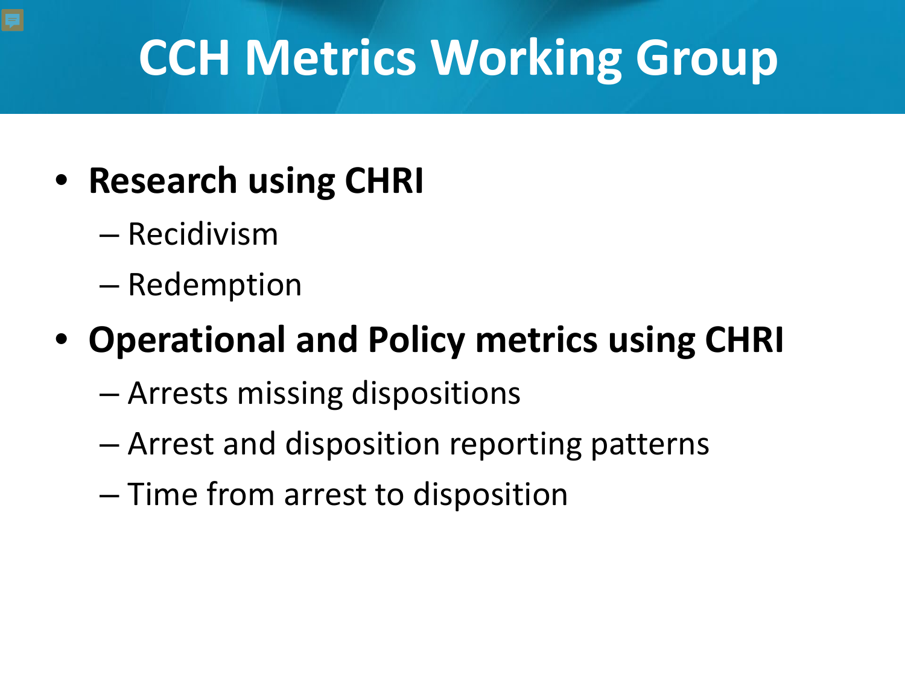# CCH Metrics Working Group

- **Research using CHRI**
  - Recidivism
  - Redemption
- **Operational and Policy metrics using CHRI**
  - Arrests missing dispositions
  - Arrest and disposition reporting patterns
  - Time from arrest to disposition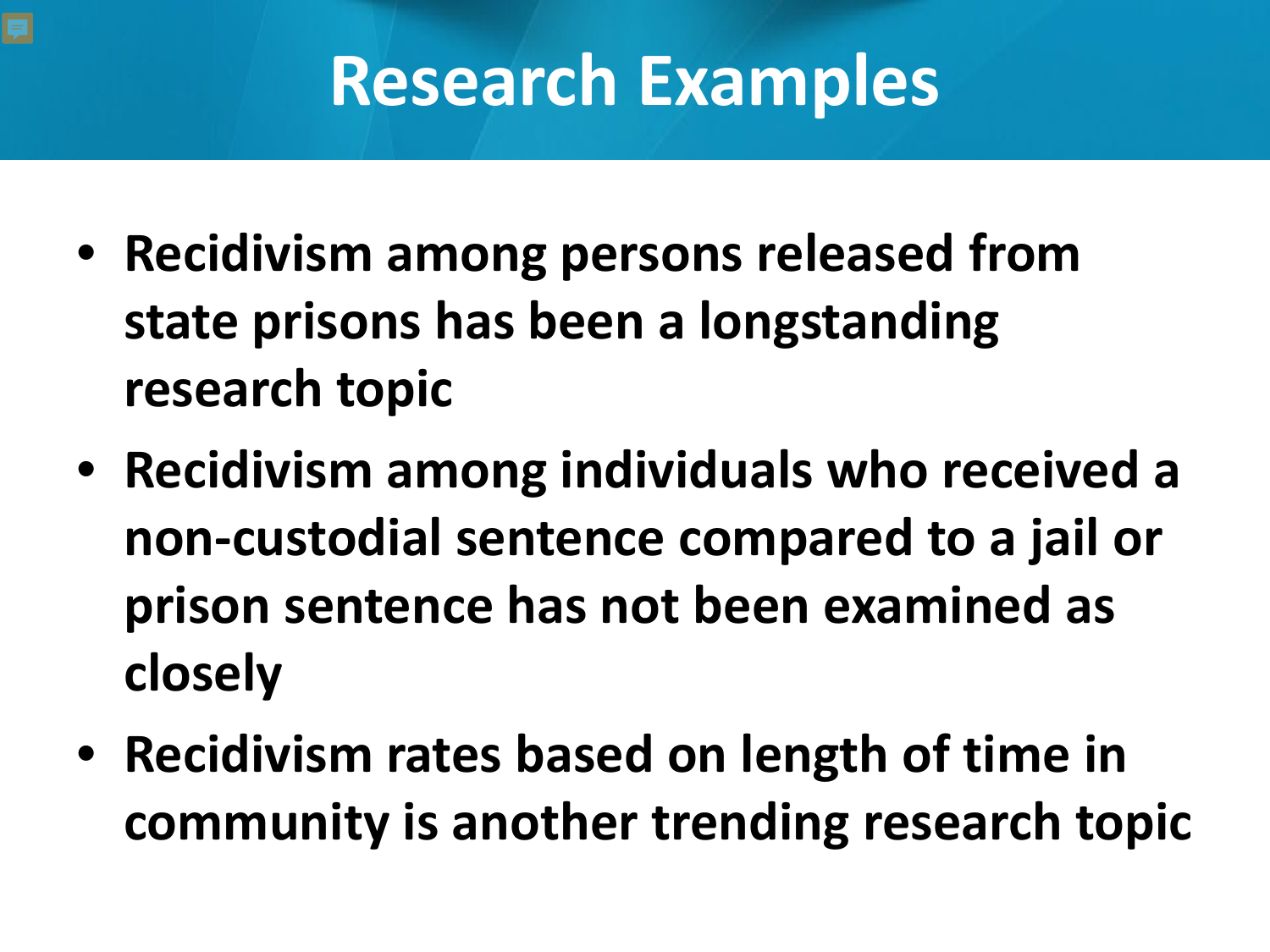# Research Examples

- **Recidivism among persons released from state prisons has been a longstanding research topic**
- **Recidivism among individuals who received a non-custodial sentence compared to a jail or prison sentence has not been examined as closely**
- **Recidivism rates based on length of time in community is another trending research topic**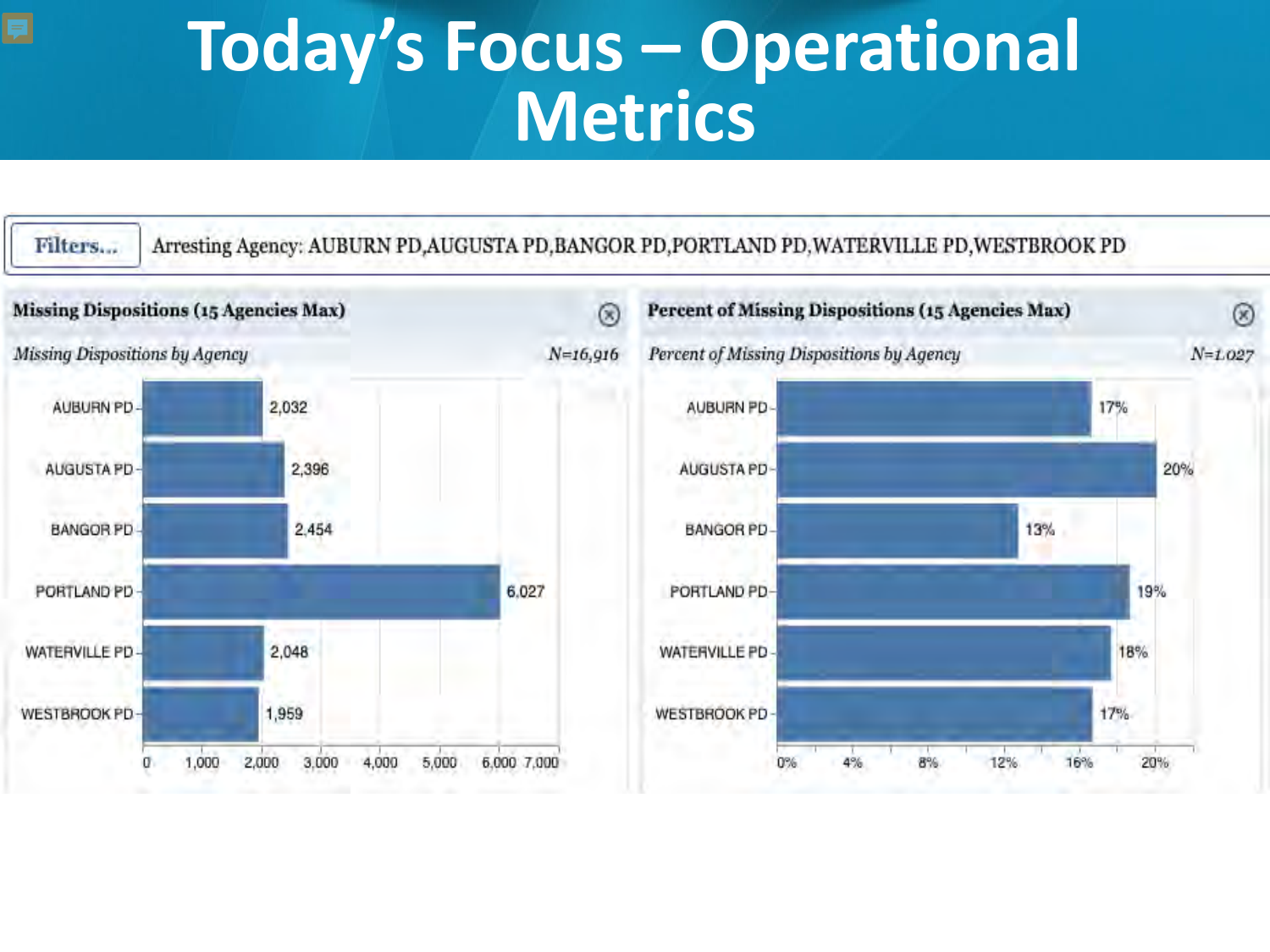# Today's Focus – Operational Metrics

**Filters...** Arresting Agency: AUBURN PD,AUGUSTA PD,BANGOR PD,PORTLAND PD,WATERVILLE PD,WESTBROOK PD

## Missing Dispositions (15 Agencies Max)

*Missing Dispositions by Agency* — *N=16,916*

| Agency | Missing Dispositions |
| --- | --- |
| AUBURN PD | 2,032 |
| AUGUSTA PD | 2,396 |
| BANGOR PD | 2,454 |
| PORTLAND PD | 6,027 |
| WATERVILLE PD | 2,048 |
| WESTBROOK PD | 1,959 |

## Percent of Missing Dispositions (15 Agencies Max)

*Percent of Missing Dispositions by Agency* — *N=1,027*

| Agency | Percent |
| --- | --- |
| AUBURN PD | 17% |
| AUGUSTA PD | 20% |
| BANGOR PD | 13% |
| PORTLAND PD | 19% |
| WATERVILLE PD | 18% |
| WESTBROOK PD | 17% |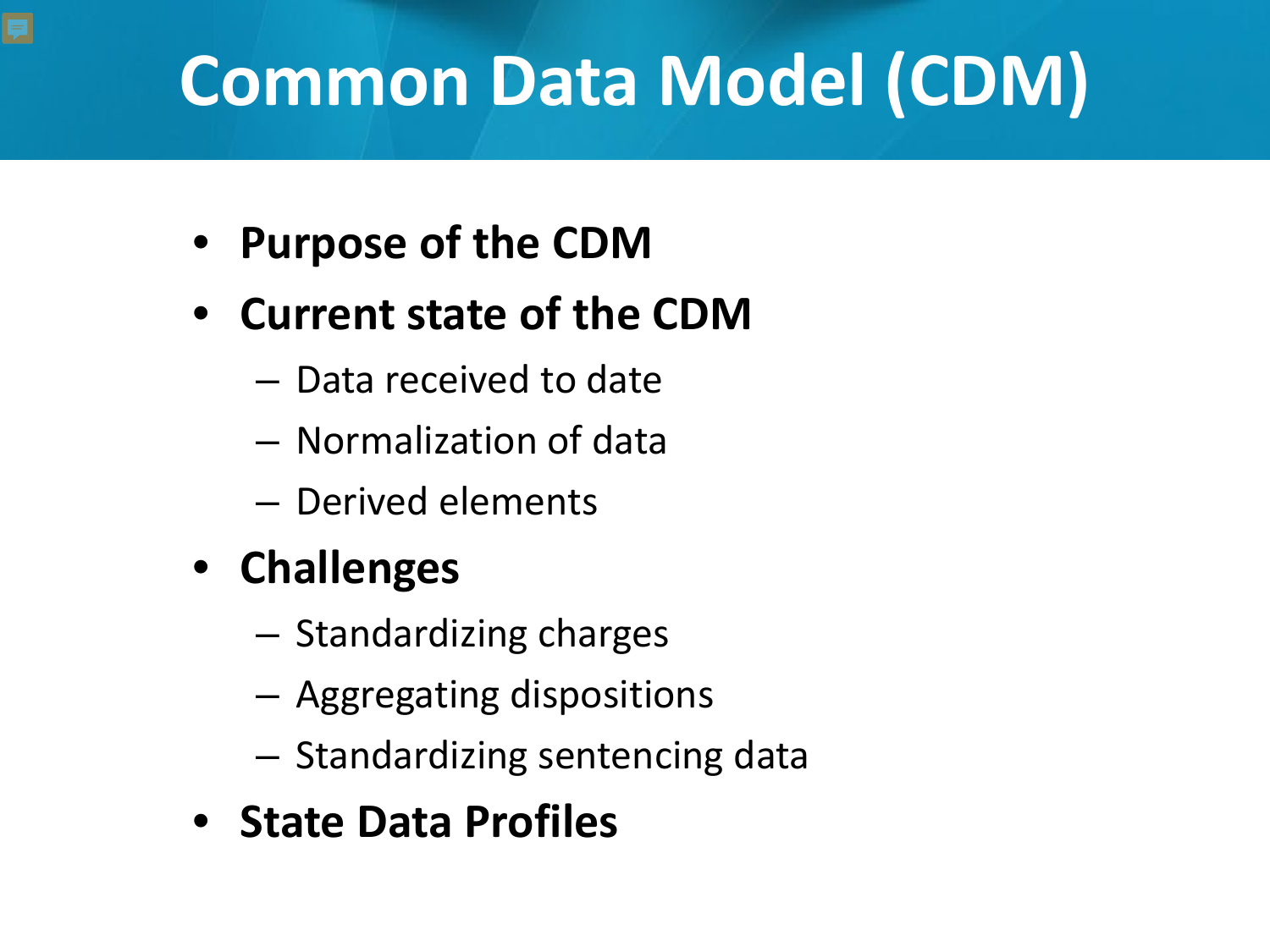# Common Data Model (CDM)

- **Purpose of the CDM**
- **Current state of the CDM**
  - Data received to date
  - Normalization of data
  - Derived elements
- **Challenges**
  - Standardizing charges
  - Aggregating dispositions
  - Standardizing sentencing data
- **State Data Profiles**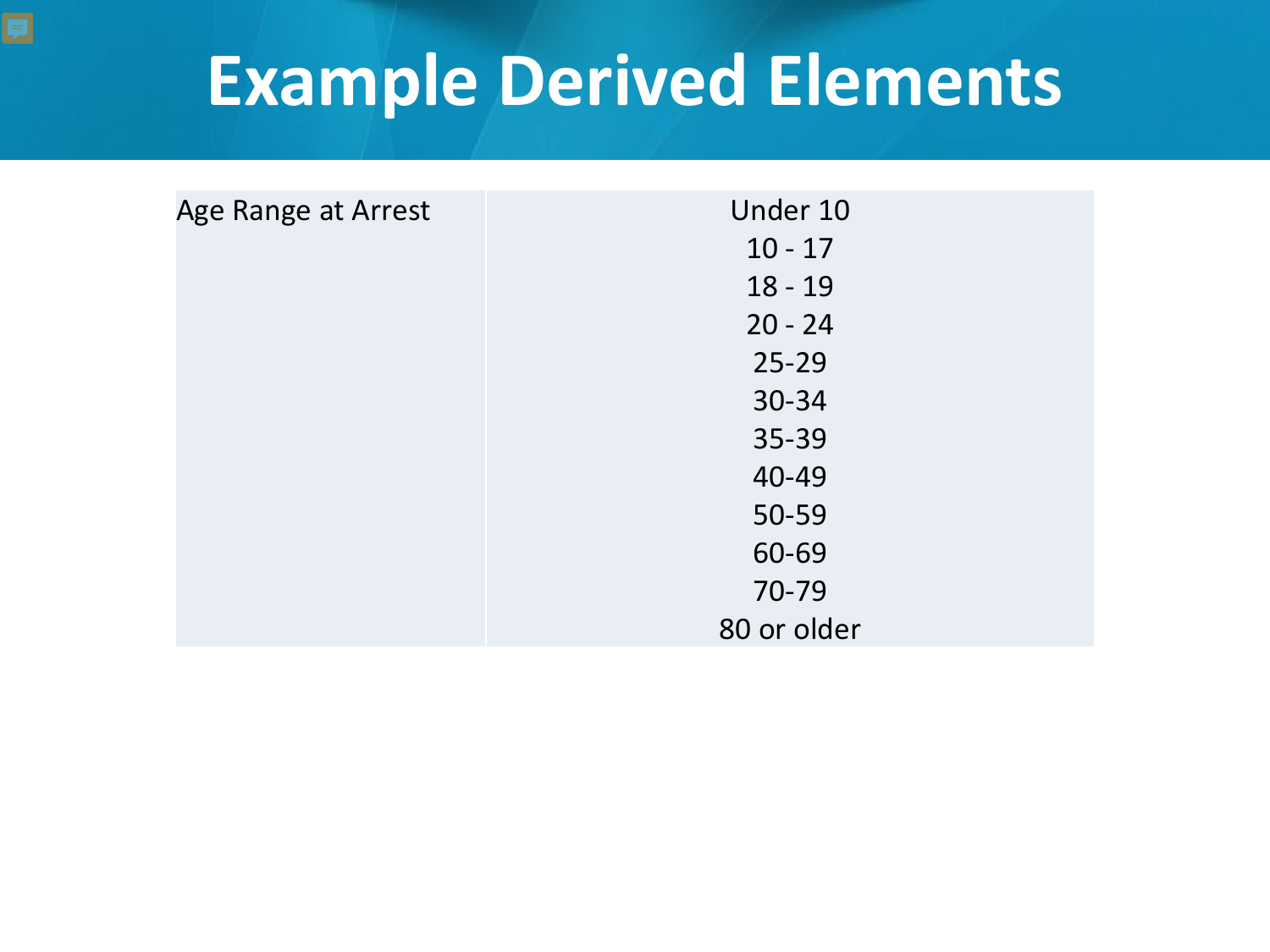# Example Derived Elements

| Age Range at Arrest | Under 10 |
|---|---|
| | 10 - 17 |
| | 18 - 19 |
| | 20 - 24 |
| | 25-29 |
| | 30-34 |
| | 35-39 |
| | 40-49 |
| | 50-59 |
| | 60-69 |
| | 70-79 |
| | 80 or older |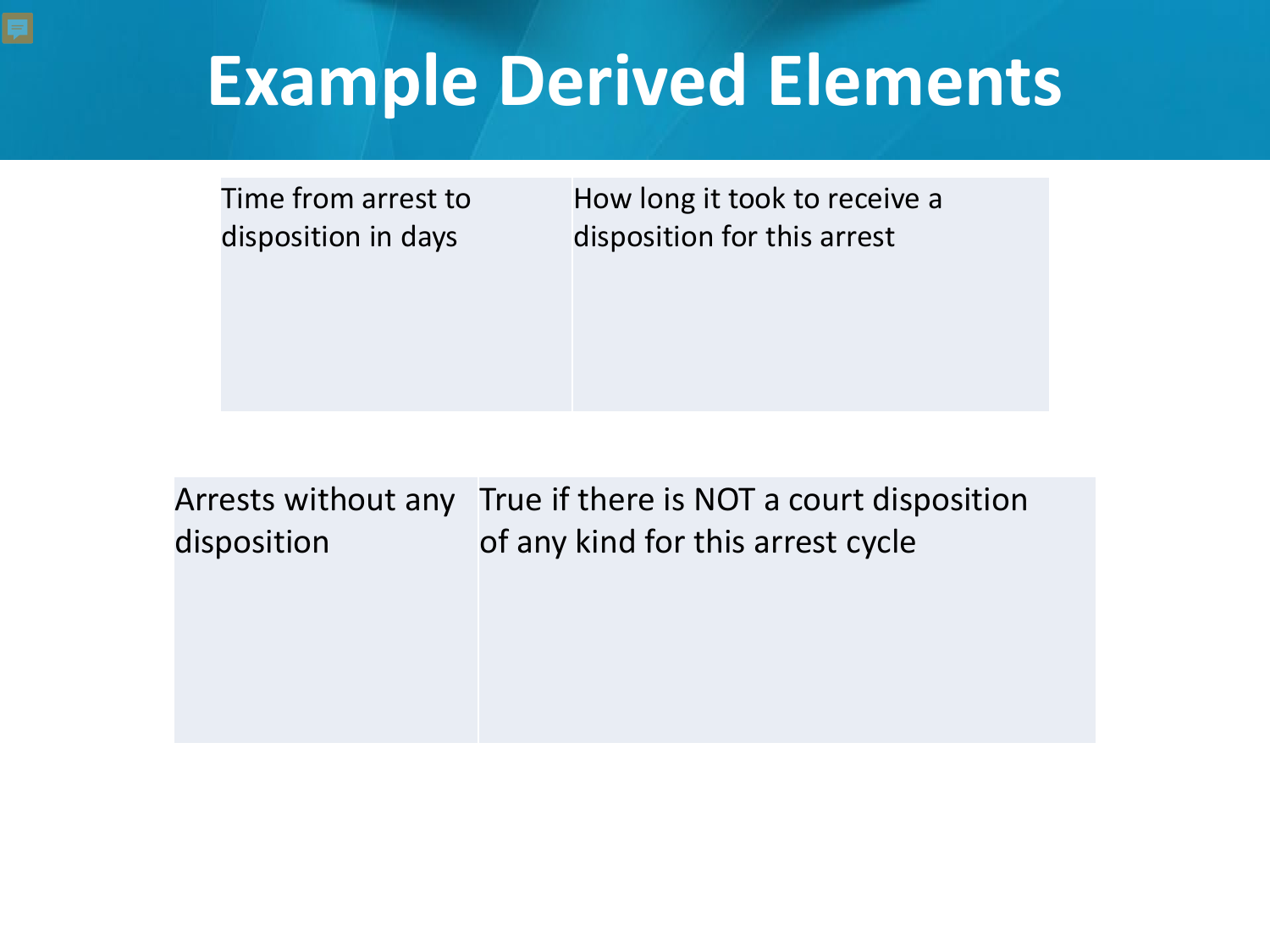# Example Derived Elements

| Time from arrest to disposition in days | How long it took to receive a disposition for this arrest |
| --- | --- |

| Arrests without any disposition | True if there is NOT a court disposition of any kind for this arrest cycle |
| --- | --- |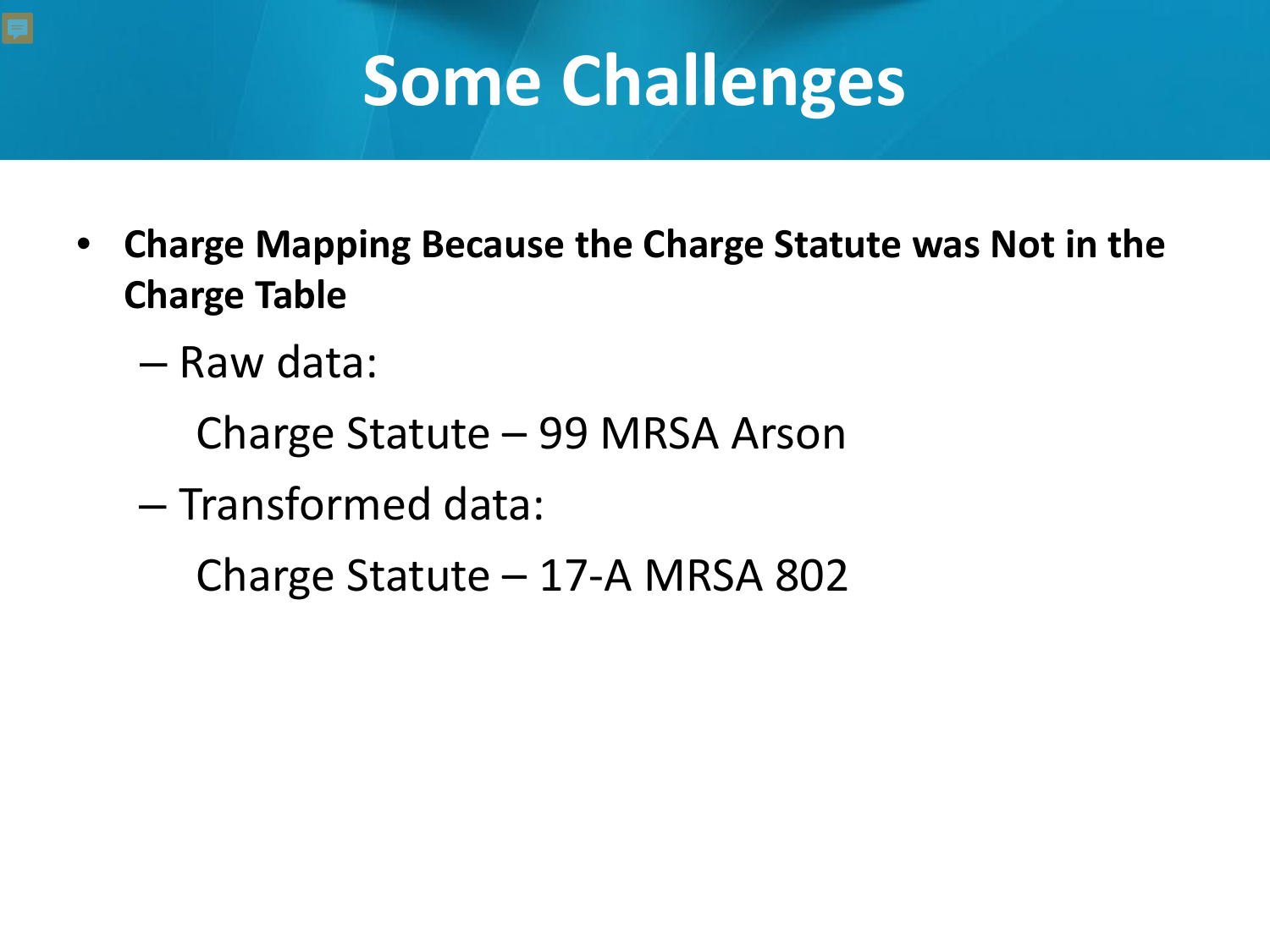# Some Challenges

- **Charge Mapping Because the Charge Statute was Not in the Charge Table**
  - Raw data:

    Charge Statute – 99 MRSA Arson
  - Transformed data:

    Charge Statute – 17-A MRSA 802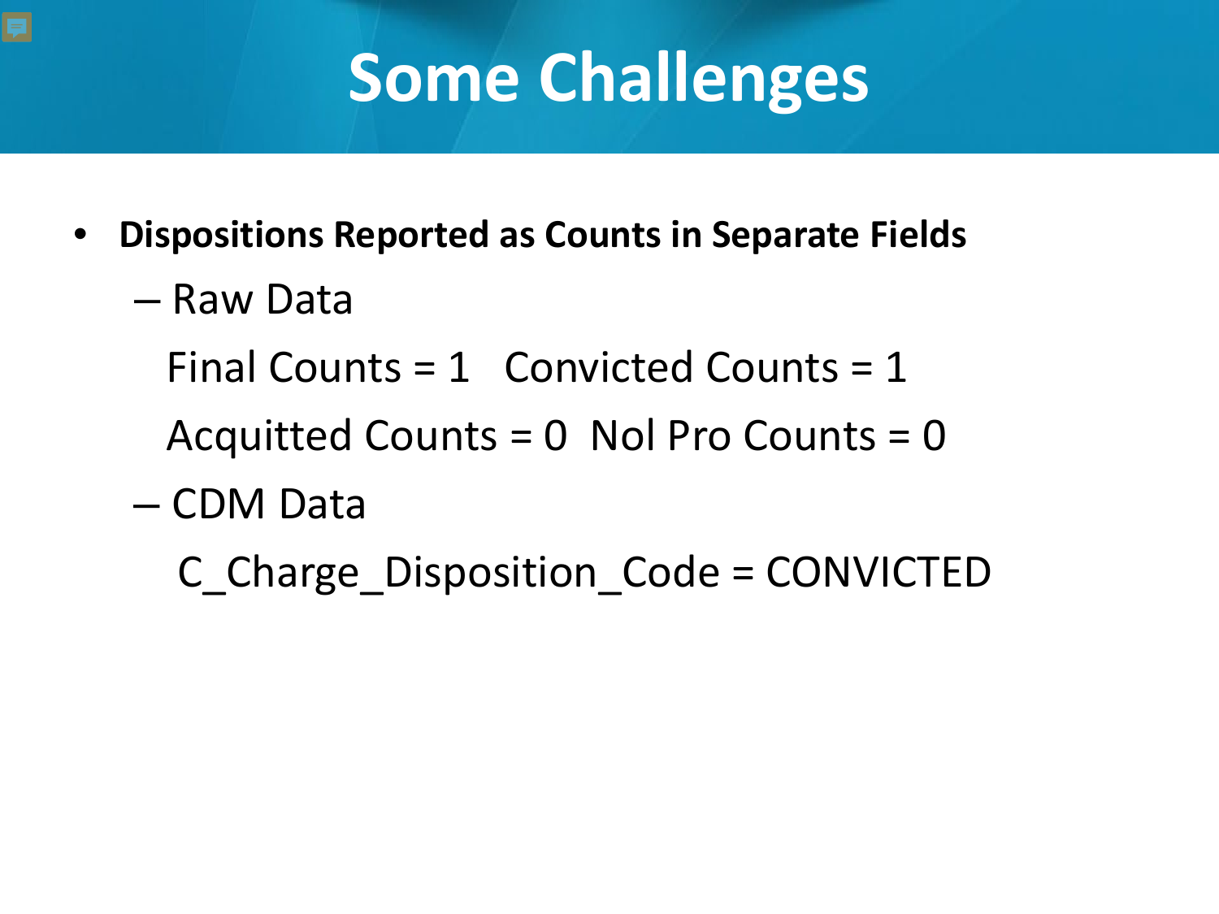# Some Challenges

- **Dispositions Reported as Counts in Separate Fields**
  - Raw Data

    Final Counts = 1   Convicted Counts = 1

    Acquitted Counts = 0  Nol Pro Counts = 0
  - CDM Data

    C_Charge_Disposition_Code = CONVICTED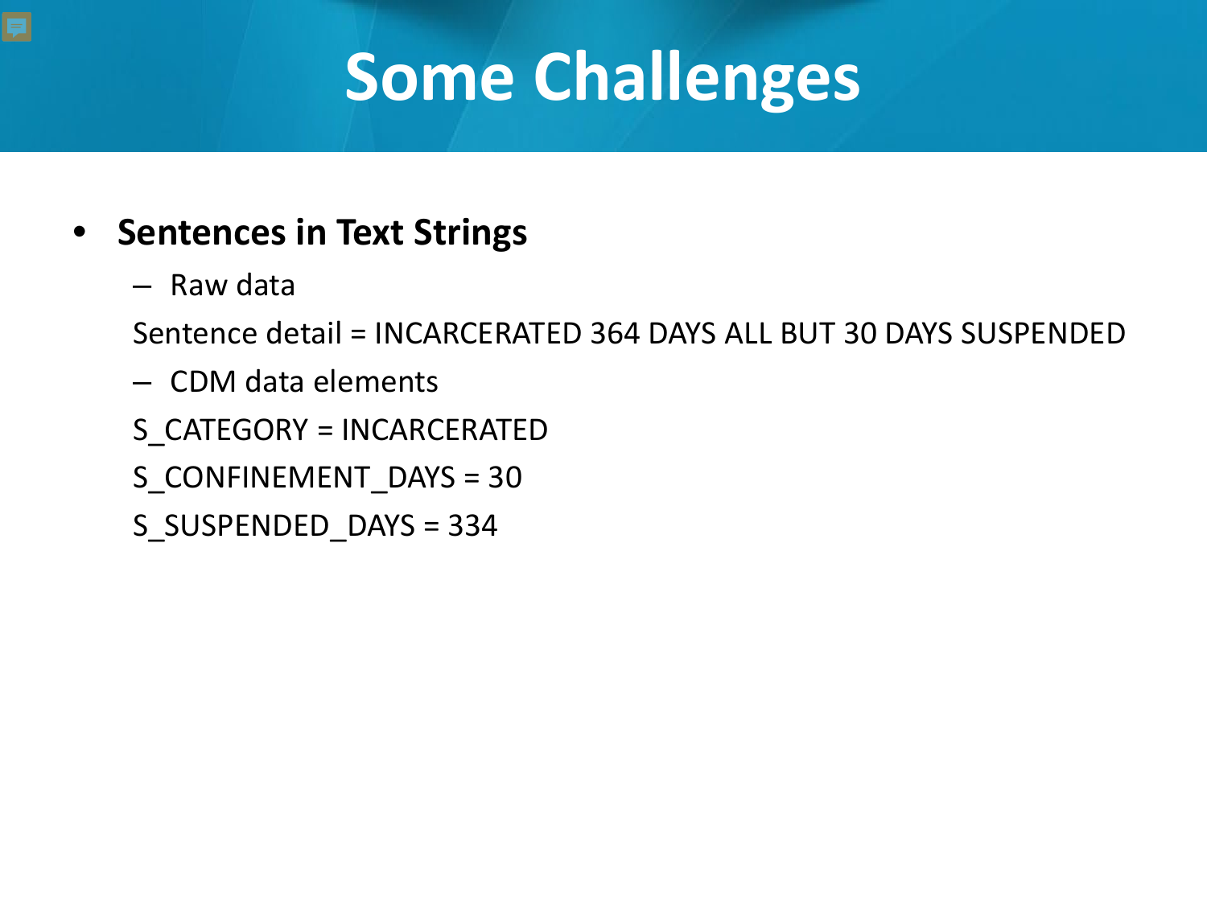# Some Challenges

- **Sentences in Text Strings**
  - Raw data

  Sentence detail = INCARCERATED 364 DAYS ALL BUT 30 DAYS SUSPENDED

  - CDM data elements

  S_CATEGORY = INCARCERATED

  S_CONFINEMENT_DAYS = 30

  S_SUSPENDED_DAYS = 334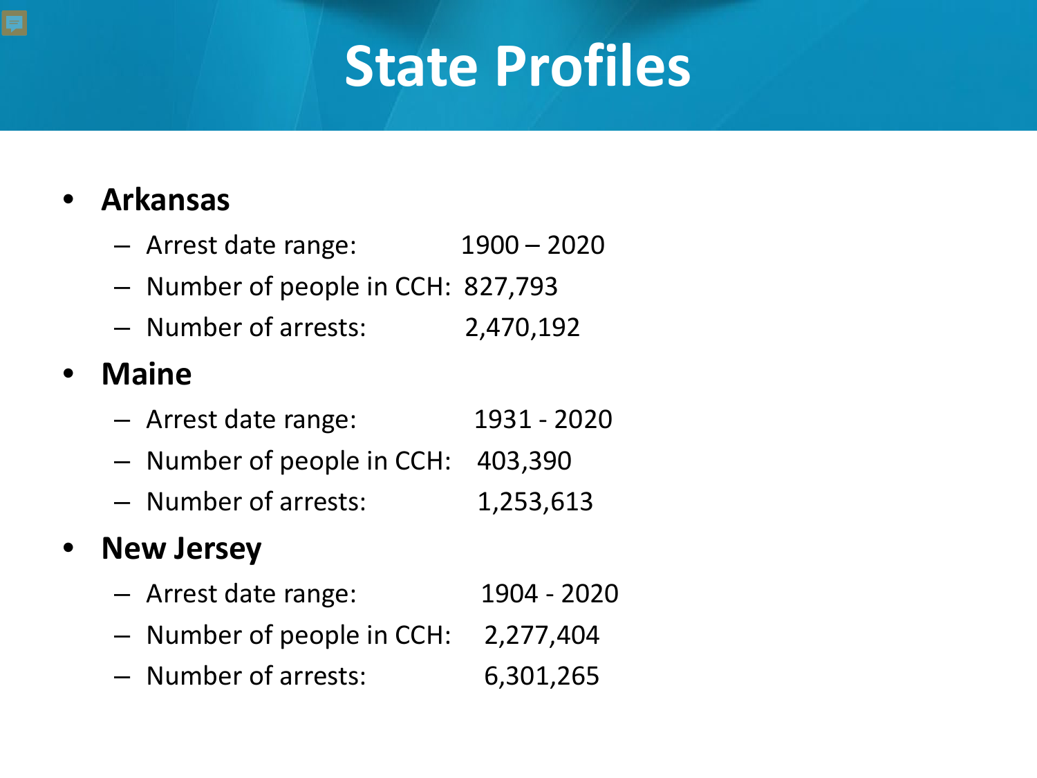# State Profiles

- **Arkansas**
  - Arrest date range: 1900 – 2020
  - Number of people in CCH: 827,793
  - Number of arrests: 2,470,192
- **Maine**
  - Arrest date range: 1931 - 2020
  - Number of people in CCH: 403,390
  - Number of arrests: 1,253,613
- **New Jersey**
  - Arrest date range: 1904 - 2020
  - Number of people in CCH: 2,277,404
  - Number of arrests: 6,301,265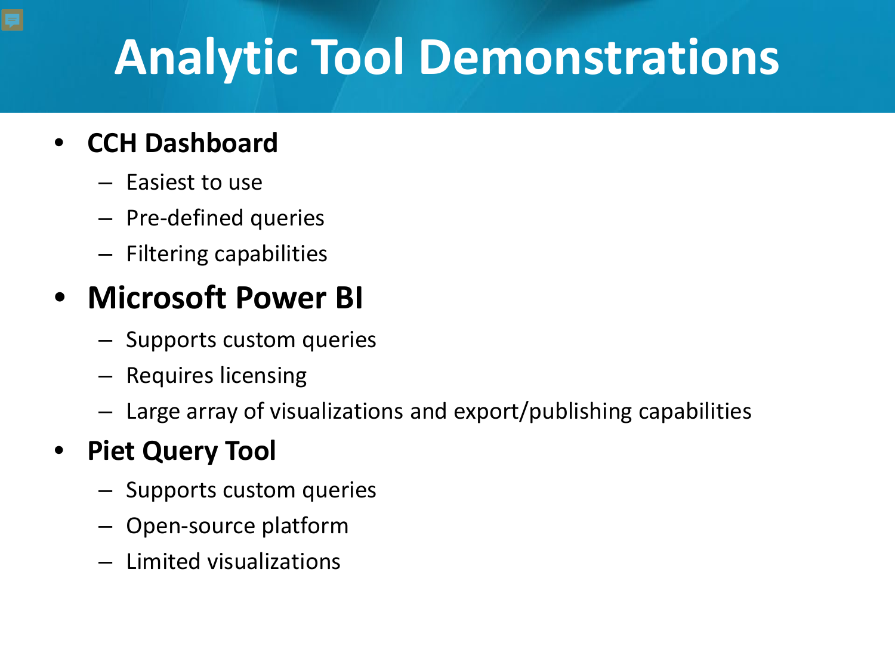# Analytic Tool Demonstrations

- **CCH Dashboard**
  - Easiest to use
  - Pre-defined queries
  - Filtering capabilities
- **Microsoft Power BI**
  - Supports custom queries
  - Requires licensing
  - Large array of visualizations and export/publishing capabilities
- **Piet Query Tool**
  - Supports custom queries
  - Open-source platform
  - Limited visualizations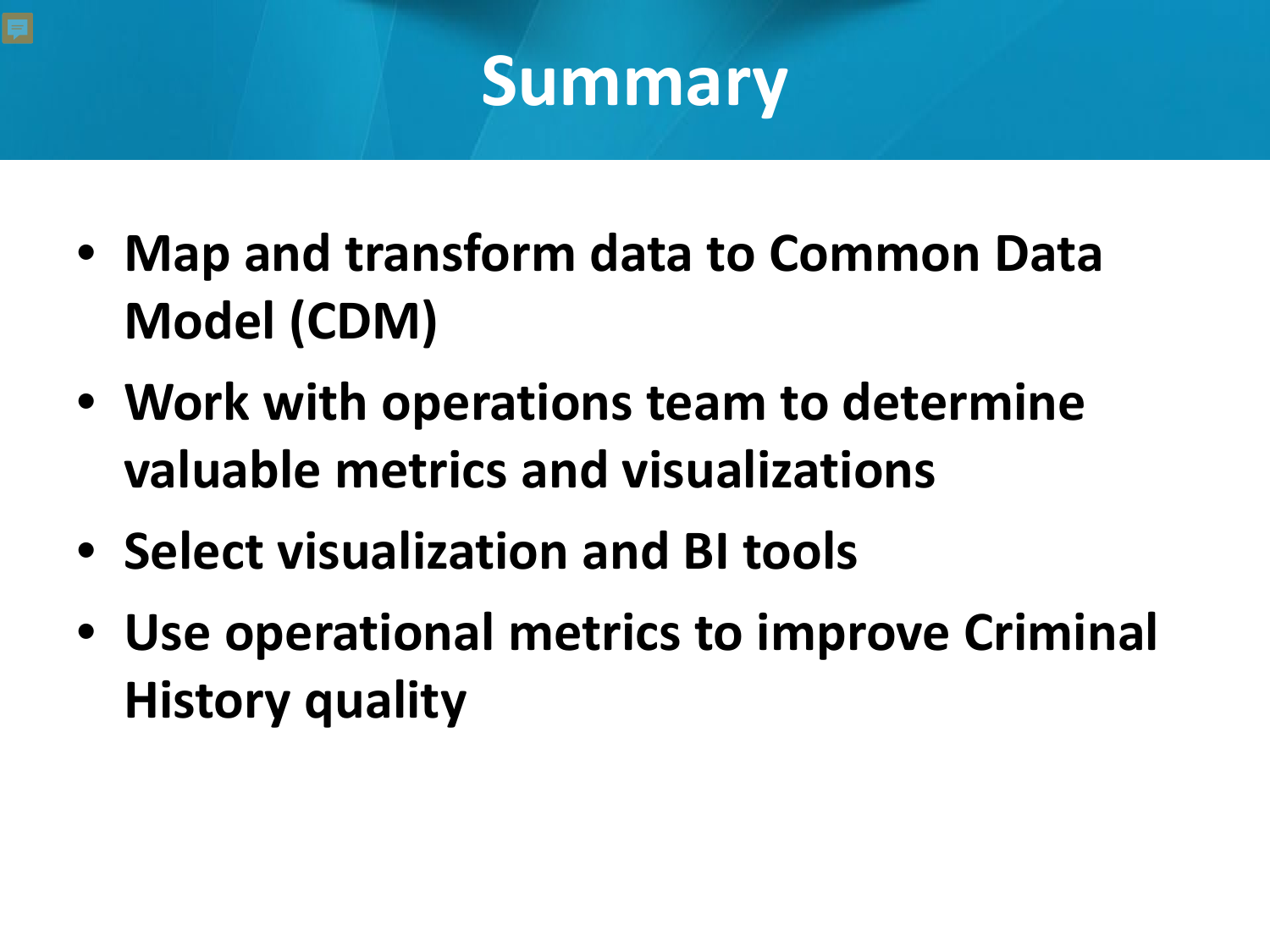# Summary

- Map and transform data to Common Data Model (CDM)
- Work with operations team to determine valuable metrics and visualizations
- Select visualization and BI tools
- Use operational metrics to improve Criminal History quality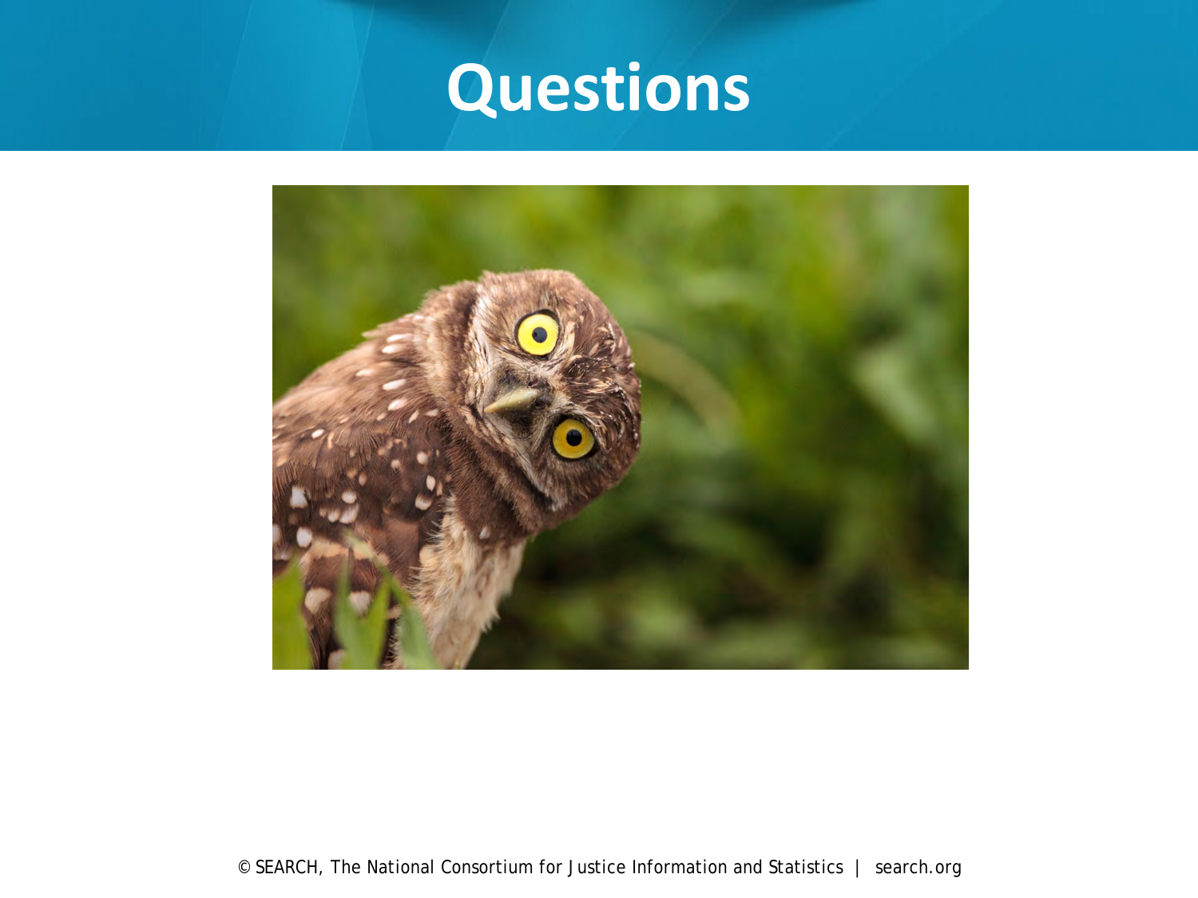# Questions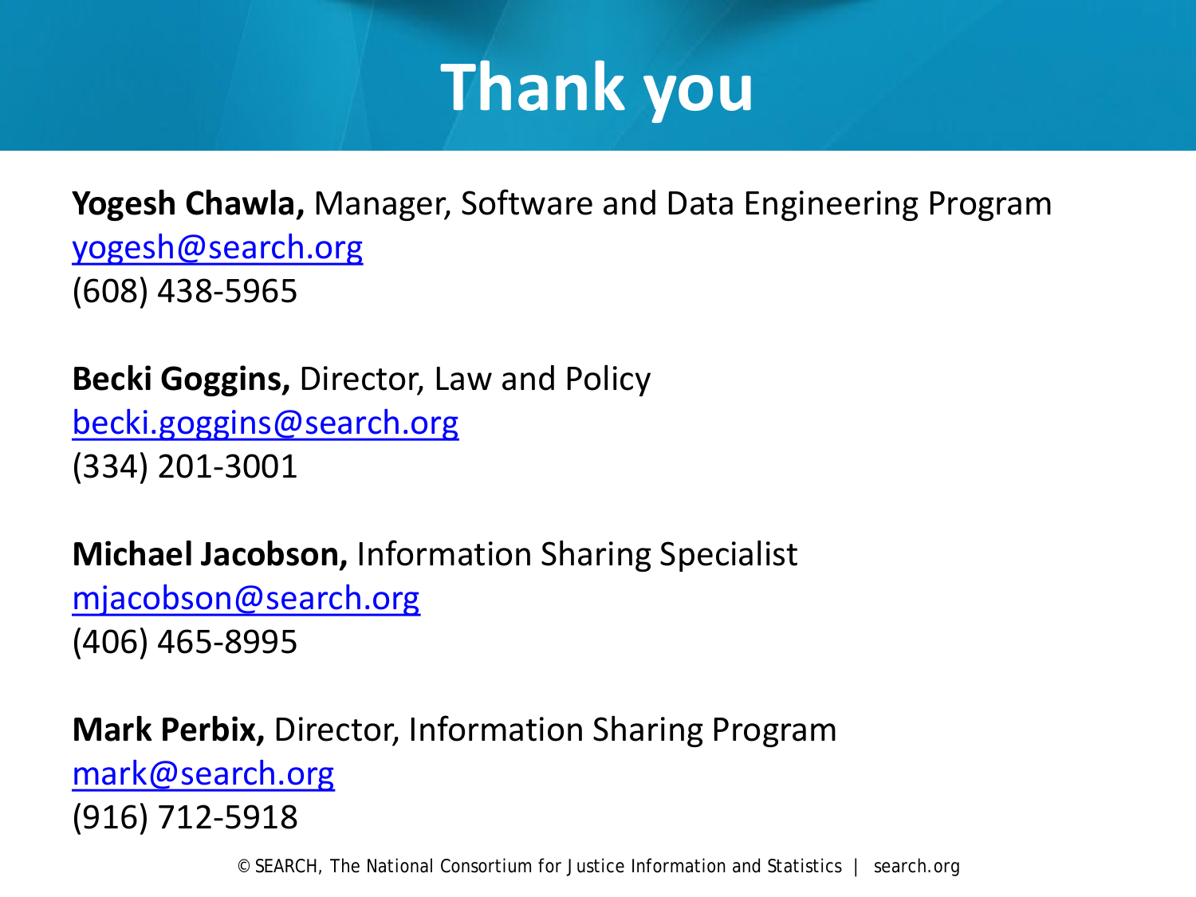# Thank you

**Yogesh Chawla,** Manager, Software and Data Engineering Program
yogesh@search.org
(608) 438-5965

**Becki Goggins,** Director, Law and Policy
becki.goggins@search.org
(334) 201-3001

**Michael Jacobson,** Information Sharing Specialist
mjacobson@search.org
(406) 465-8995

**Mark Perbix,** Director, Information Sharing Program
mark@search.org
(916) 712-5918